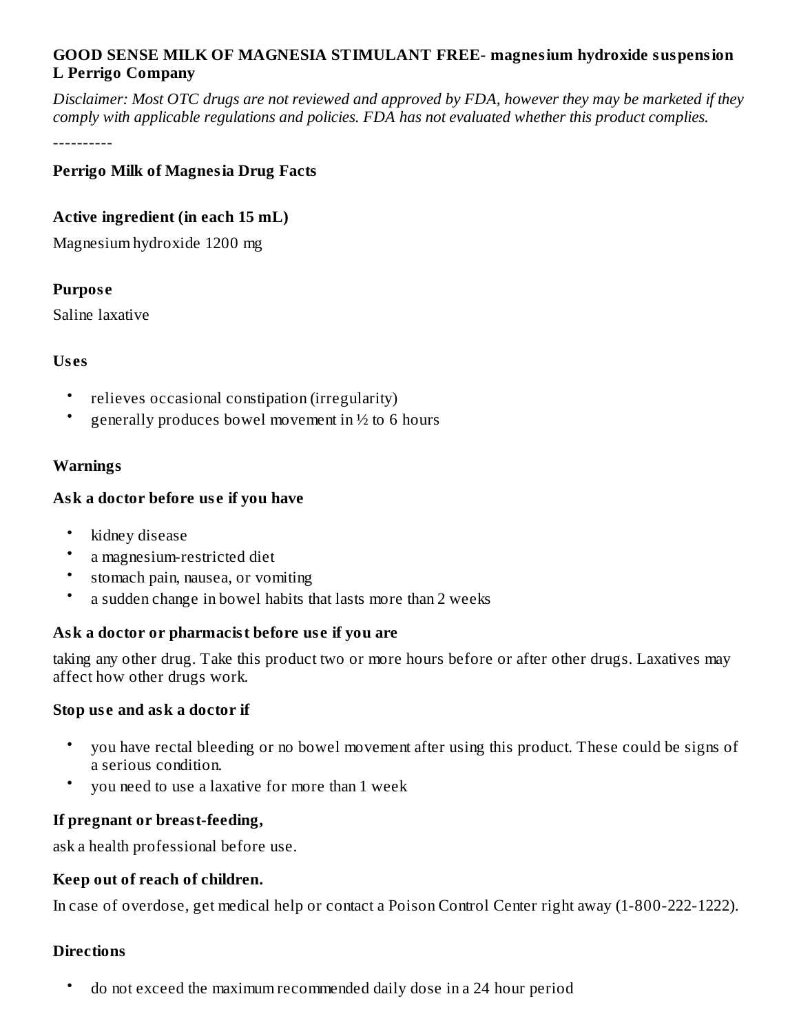**GOOD SENSE MILK OF MAGNESIA STIMULANT FREE- magnesium hydroxide suspension**
**L Perrigo Company**

*Disclaimer: Most OTC drugs are not reviewed and approved by FDA, however they may be marketed if they comply with applicable regulations and policies. FDA has not evaluated whether this product complies.*

----------

### Perrigo Milk of Magnesia Drug Facts

#### Active ingredient (in each 15 mL)

Magnesium hydroxide 1200 mg

#### Purpose

Saline laxative

#### Uses

- relieves occasional constipation (irregularity)
- generally produces bowel movement in ½ to 6 hours

#### Warnings

**Ask a doctor before use if you have**

- kidney disease
- a magnesium-restricted diet
- stomach pain, nausea, or vomiting
- a sudden change in bowel habits that lasts more than 2 weeks

**Ask a doctor or pharmacist before use if you are**

taking any other drug. Take this product two or more hours before or after other drugs. Laxatives may affect how other drugs work.

**Stop use and ask a doctor if**

- you have rectal bleeding or no bowel movement after using this product. These could be signs of a serious condition.
- you need to use a laxative for more than 1 week

**If pregnant or breast-feeding,**

ask a health professional before use.

**Keep out of reach of children.**

In case of overdose, get medical help or contact a Poison Control Center right away (1-800-222-1222).

#### Directions

- do not exceed the maximum recommended daily dose in a 24 hour period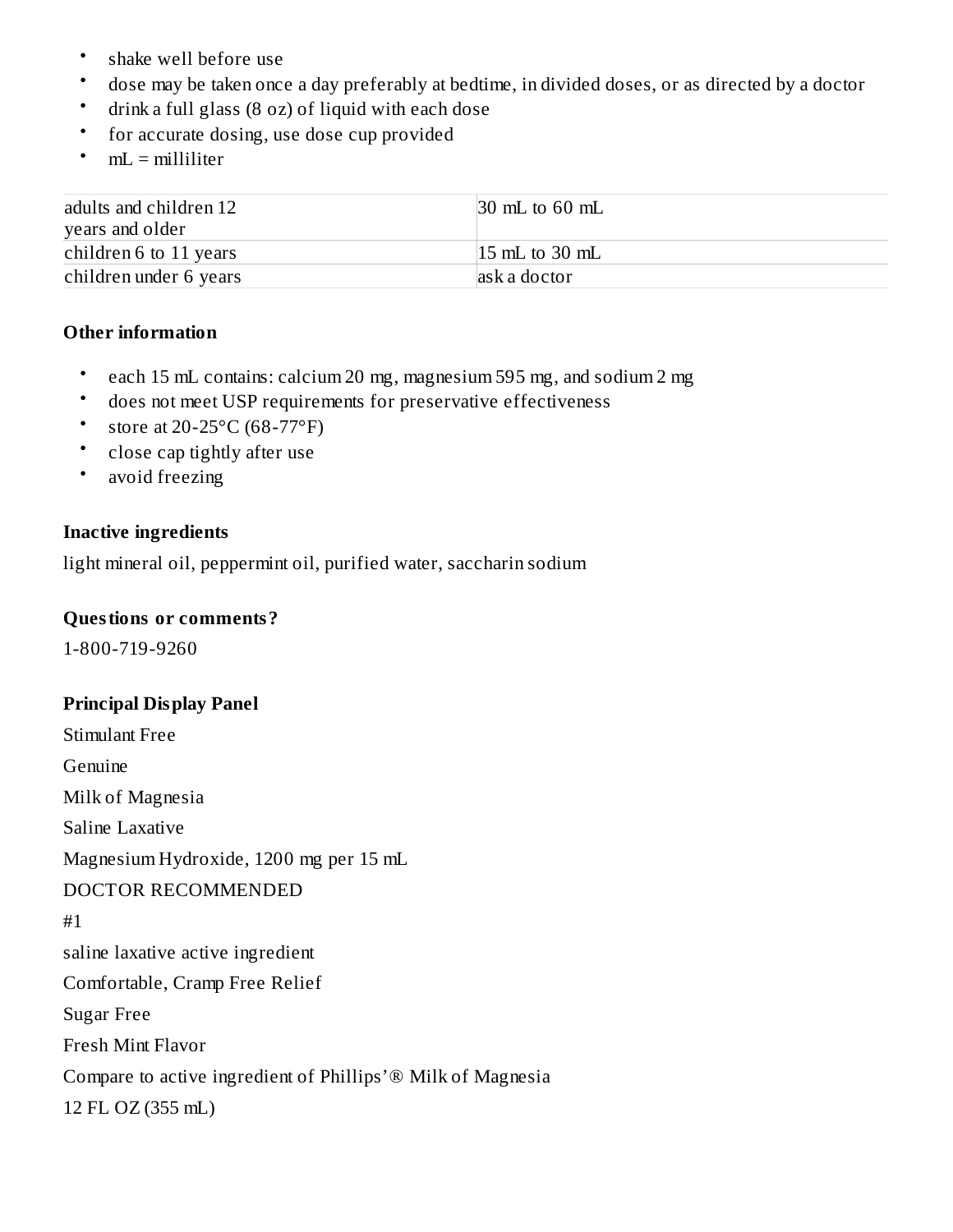- shake well before use
- dose may be taken once a day preferably at bedtime, in divided doses, or as directed by a doctor
- drink a full glass (8 oz) of liquid with each dose
- for accurate dosing, use dose cup provided
- mL = milliliter

| | |
|---|---|
| adults and children 12 years and older | 30 mL to 60 mL |
| children 6 to 11 years | 15 mL to 30 mL |
| children under 6 years | ask a doctor |

**Other information**

- each 15 mL contains: calcium 20 mg, magnesium 595 mg, and sodium 2 mg
- does not meet USP requirements for preservative effectiveness
- store at 20-25°C (68-77°F)
- close cap tightly after use
- avoid freezing

**Inactive ingredients**

light mineral oil, peppermint oil, purified water, saccharin sodium

**Questions or comments?**

1-800-719-9260

**Principal Display Panel**

Stimulant Free

Genuine

Milk of Magnesia

Saline Laxative

Magnesium Hydroxide, 1200 mg per 15 mL

DOCTOR RECOMMENDED

#1

saline laxative active ingredient

Comfortable, Cramp Free Relief

Sugar Free

Fresh Mint Flavor

Compare to active ingredient of Phillips'® Milk of Magnesia

12 FL OZ (355 mL)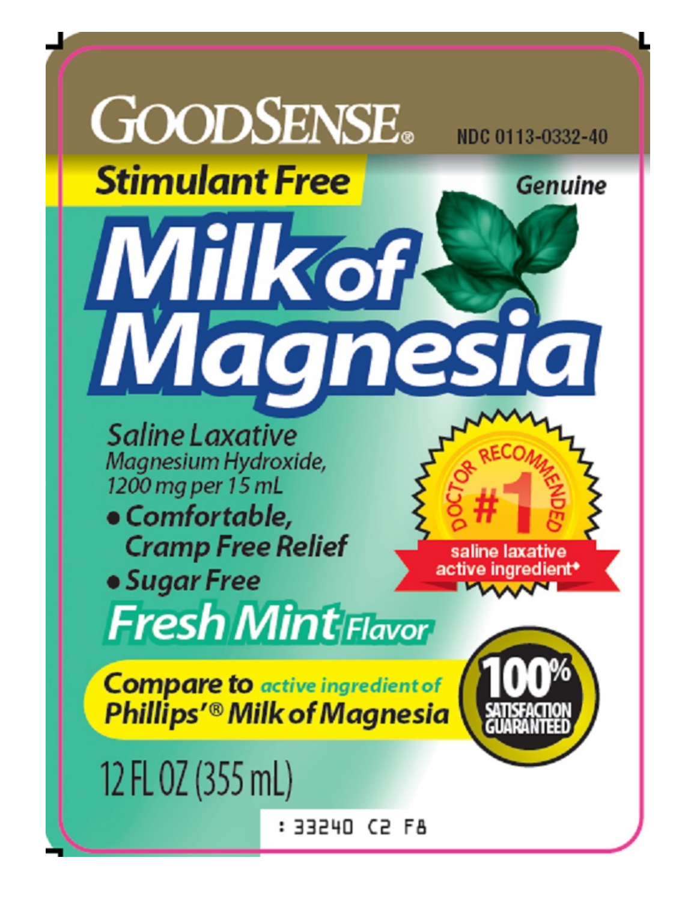# GOODSENSE®

NDC 0113-0332-40

**Stimulant Free**

Genuine

# Milk of Magnesia

*Saline Laxative*
*Magnesium Hydroxide, 1200 mg per 15 mL*

- **Comfortable, Cramp Free Relief**
- **Sugar Free**

**Fresh Mint Flavor**

DOCTOR RECOMMENDED #1 saline laxative active ingredient*

**Compare to** active ingredient of **Phillips'® Milk of Magnesia**

100% SATISFACTION GUARANTEED

12 FL OZ (355 mL)

: 33240 C2 F8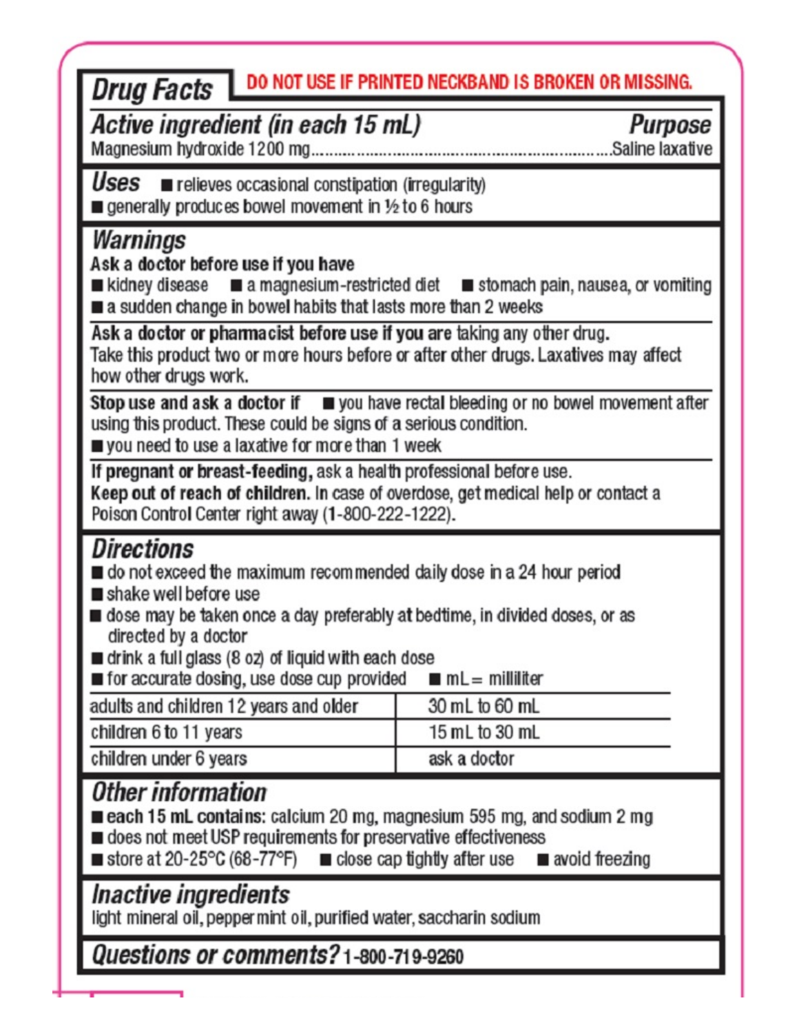# Drug Facts

**DO NOT USE IF PRINTED NECKBAND IS BROKEN OR MISSING.**

## Active ingredient (in each 15 mL) — Purpose

Magnesium hydroxide 1200 mg ............................................. Saline laxative

## Uses

- relieves occasional constipation (irregularity)
- generally produces bowel movement in ½ to 6 hours

## Warnings

**Ask a doctor before use if you have**

- kidney disease
- a magnesium-restricted diet
- stomach pain, nausea, or vomiting
- a sudden change in bowel habits that lasts more than 2 weeks

**Ask a doctor or pharmacist before use if you are** taking any other drug. Take this product two or more hours before or after other drugs. Laxatives may affect how other drugs work.

**Stop use and ask a doctor if**

- you have rectal bleeding or no bowel movement after using this product. These could be signs of a serious condition.
- you need to use a laxative for more than 1 week

**If pregnant or breast-feeding,** ask a health professional before use.

**Keep out of reach of children.** In case of overdose, get medical help or contact a Poison Control Center right away (**1-800-222-1222**).

## Directions

- do not exceed the maximum recommended daily dose in a 24 hour period
- shake well before use
- dose may be taken once a day preferably at bedtime, in divided doses, or as directed by a doctor
- drink a full glass (8 oz) of liquid with each dose
- for accurate dosing, use dose cup provided
- mL = milliliter

| | |
|---|---|
| adults and children 12 years and older | 30 mL to 60 mL |
| children 6 to 11 years | 15 mL to 30 mL |
| children under 6 years | ask a doctor |

## Other information

- **each 15 mL contains:** calcium 20 mg, magnesium 595 mg, and sodium 2 mg
- does not meet USP requirements for preservative effectiveness
- store at 20-25°C (68-77°F)
- close cap tightly after use
- avoid freezing

## Inactive ingredients

light mineral oil, peppermint oil, purified water, saccharin sodium

## Questions or comments? **1-800-719-9260**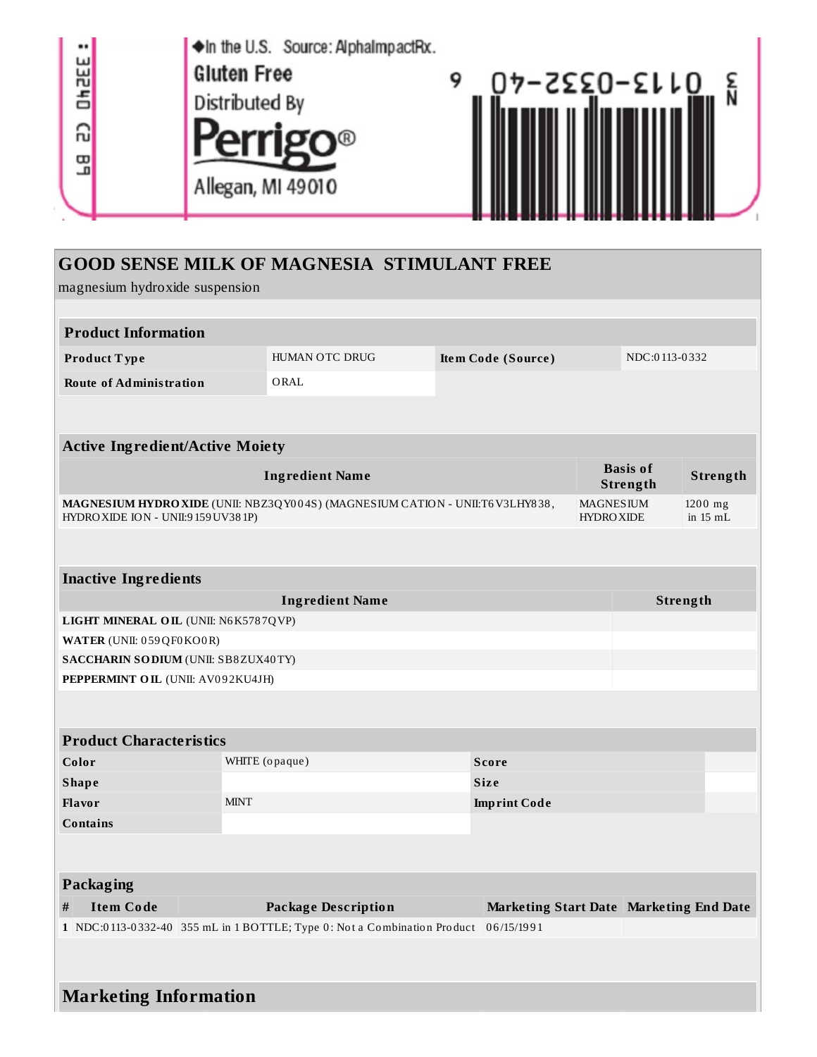◆In the U.S. Source: AlphaImpactRx.

Gluten Free

Distributed By

Perrigo®

Allegan, MI 49010

# GOOD SENSE MILK OF MAGNESIA STIMULANT FREE

magnesium hydroxide suspension

| Product Information | | | |
|---|---|---|---|
| Product Type | HUMAN OTC DRUG | Item Code (Source) | NDC:0113-0332 |
| Route of Administration | ORAL | | |

| Active Ingredient/Active Moiety | | |
|---|---|---|
| Ingredient Name | Basis of Strength | Strength |
| **MAGNESIUM HYDROXIDE** (UNII: NBZ3QY004S) (MAGNESIUM CATION - UNII:T6V3LHY838, HYDROXIDE ION - UNII:9159UV381P) | MAGNESIUM HYDROXIDE | 1200 mg in 15 mL |

| Inactive Ingredients | |
|---|---|
| Ingredient Name | Strength |
| **LIGHT MINERAL OIL** (UNII: N6K5787QVP) | |
| **WATER** (UNII: 059QF0KO0R) | |
| **SACCHARIN SODIUM** (UNII: SB8ZUX40TY) | |
| **PEPPERMINT OIL** (UNII: AV092KU4JH) | |

| Product Characteristics | | | |
|---|---|---|---|
| Color | WHITE (opaque) | Score | |
| Shape | | Size | |
| Flavor | MINT | Imprint Code | |
| Contains | | | |

| Packaging | | | | |
|---|---|---|---|---|
| # | Item Code | Package Description | Marketing Start Date | Marketing End Date |
| 1 | NDC:0113-0332-40 | 355 mL in 1 BOTTLE; Type 0: Not a Combination Product | 06/15/1991 | |

## Marketing Information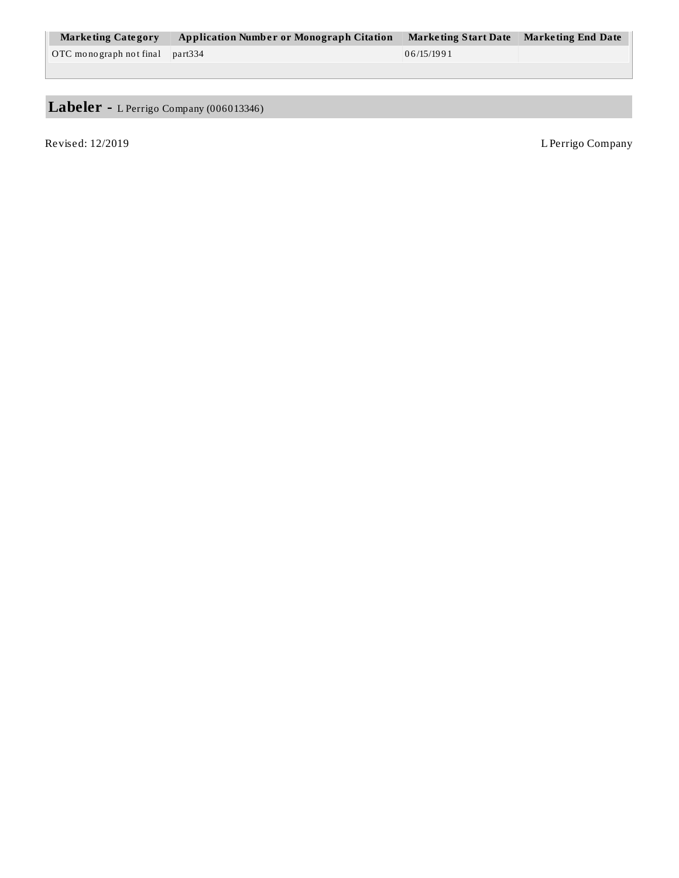| Marketing Category | Application Number or Monograph Citation | Marketing Start Date | Marketing End Date |
| --- | --- | --- | --- |
| OTC monograph not final | part334 | 06/15/1991 | |

## Labeler - L Perrigo Company (006013346)

Revised: 12/2019

L Perrigo Company